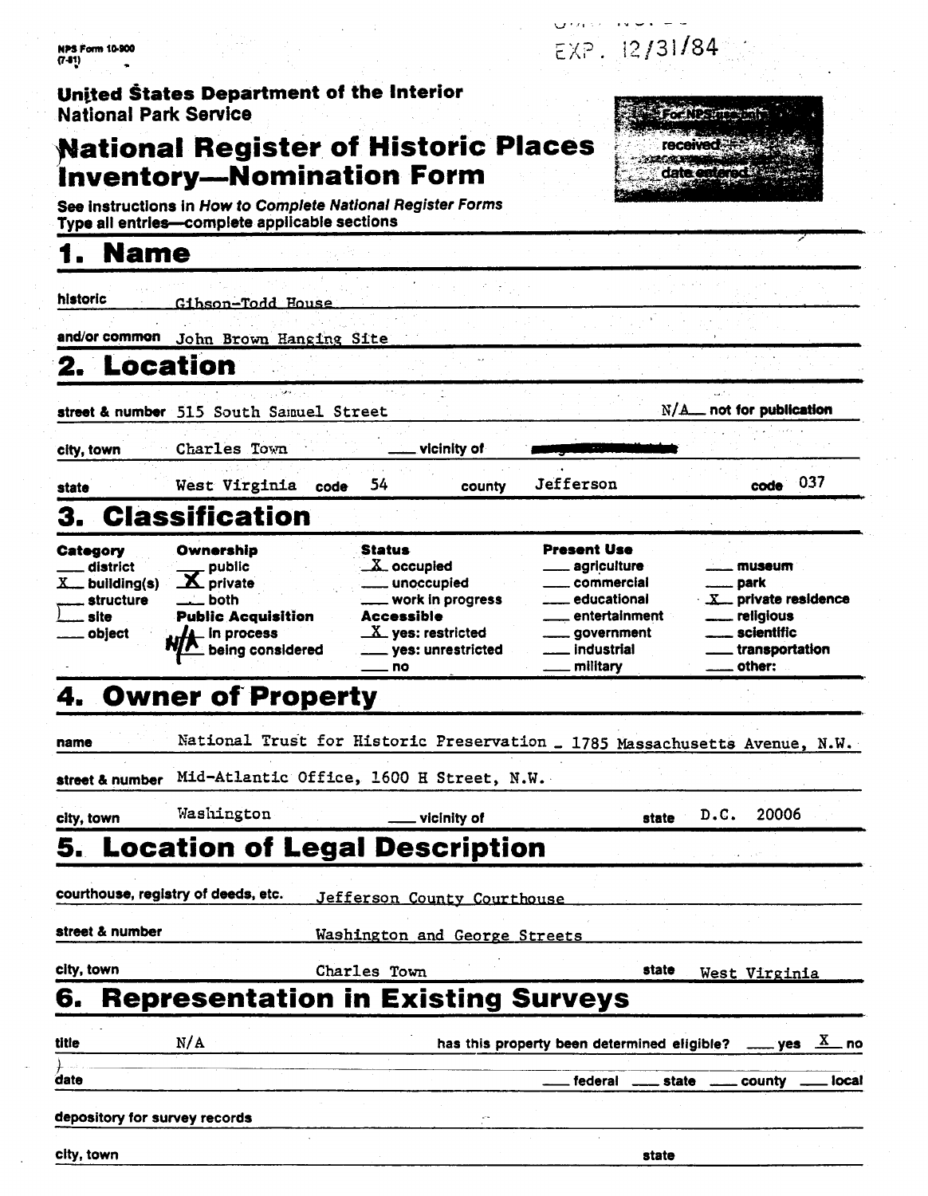NPS Form 10-900
(7-81)

EXP. 12/31/84

**United States Department of the Interior**
**National Park Service**

# National Register of Historic Places Inventory—Nomination Form

For NPS use only
received
date entered

See instructions in *How to Complete National Register Forms*
Type all entries—complete applicable sections

## 1. Name

historic: Gibson-Todd House

and/or common: John Brown Hanging Site

## 2. Location

street & number: 515 South Samuel Street — N/A not for publication

city, town: Charles Town — ___ vicinity of

state: West Virginia — code: 54 — county: Jefferson — code: 037

## 3. Classification

| Category | Ownership | Status | Present Use | |
|---|---|---|---|---|
| ___ district | ___ public | X occupied | ___ agriculture | ___ museum |
| X building(s) | X private | ___ unoccupied | ___ commercial | ___ park |
| ___ structure | ___ both | ___ work in progress | ___ educational | X private residence |
| ___ site | **Public Acquisition** | **Accessible** | ___ entertainment | ___ religious |
| ___ object | N/A in process | X yes: restricted | ___ government | ___ scientific |
| | ___ being considered | ___ yes: unrestricted | ___ industrial | ___ transportation |
| | | ___ no | ___ military | ___ other: |

## 4. Owner of Property

name: National Trust for Historic Preservation - 1785 Massachusetts Avenue, N.W.

street & number: Mid-Atlantic Office, 1600 H Street, N.W.

city, town: Washington — ___ vicinity of — state: D.C. 20006

## 5. Location of Legal Description

courthouse, registry of deeds, etc.: Jefferson County Courthouse

street & number: Washington and George Streets

city, town: Charles Town — state: West Virginia

## 6. Representation in Existing Surveys

title: N/A — has this property been determined eligible? ___ yes X no

date: ___ federal ___ state ___ county ___ local

depository for survey records:

city, town: — state: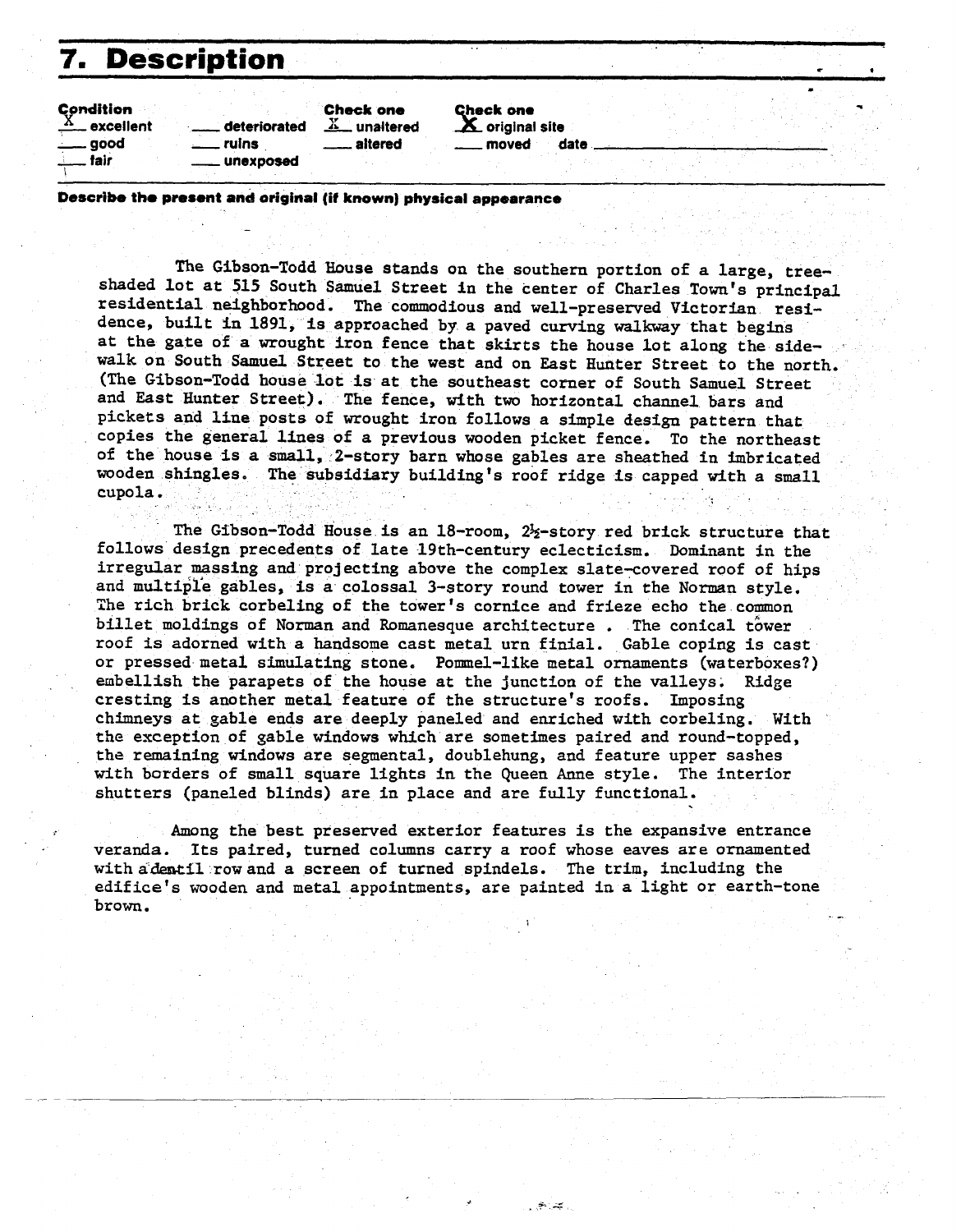## 7. Description

| Condition | | Check one | Check one |
|---|---|---|---|
| X excellent | ___ deteriorated | X unaltered | X original site |
| ___ good | ___ ruins | ___ altered | ___ moved date ___ |
| ___ fair | ___ unexposed | | |

**Describe the present and original (if known) physical appearance**

The Gibson-Todd House stands on the southern portion of a large, tree-shaded lot at 515 South Samuel Street in the center of Charles Town's principal residential neighborhood. The commodious and well-preserved Victorian residence, built in 1891, is approached by a paved curving walkway that begins at the gate of a wrought iron fence that skirts the house lot along the sidewalk on South Samuel Street to the west and on East Hunter Street to the north. (The Gibson-Todd house lot is at the southeast corner of South Samuel Street and East Hunter Street). The fence, with two horizontal channel bars and pickets and line posts of wrought iron follows a simple design pattern that copies the general lines of a previous wooden picket fence. To the northeast of the house is a small, 2-story barn whose gables are sheathed in imbricated wooden shingles. The subsidiary building's roof ridge is capped with a small cupola.

The Gibson-Todd House is an 18-room, 2½-story red brick structure that follows design precedents of late 19th-century eclecticism. Dominant in the irregular massing and projecting above the complex slate-covered roof of hips and multiple gables, is a colossal 3-story round tower in the Norman style. The rich brick corbeling of the tower's cornice and frieze echo the common billet moldings of Norman and Romanesque architecture . The conical tower roof is adorned with a handsome cast metal urn finial. Gable coping is cast or pressed metal simulating stone. Pommel-like metal ornaments (waterboxes?) embellish the parapets of the house at the junction of the valleys. Ridge cresting is another metal feature of the structure's roofs. Imposing chimneys at gable ends are deeply paneled and enriched with corbeling. With the exception of gable windows which are sometimes paired and round-topped, the remaining windows are segmental, doublehung, and feature upper sashes with borders of small square lights in the Queen Anne style. The interior shutters (paneled blinds) are in place and are fully functional.

Among the best preserved exterior features is the expansive entrance veranda. Its paired, turned columns carry a roof whose eaves are ornamented with a dentil row and a screen of turned spindels. The trim, including the edifice's wooden and metal appointments, are painted in a light or earth-tone brown.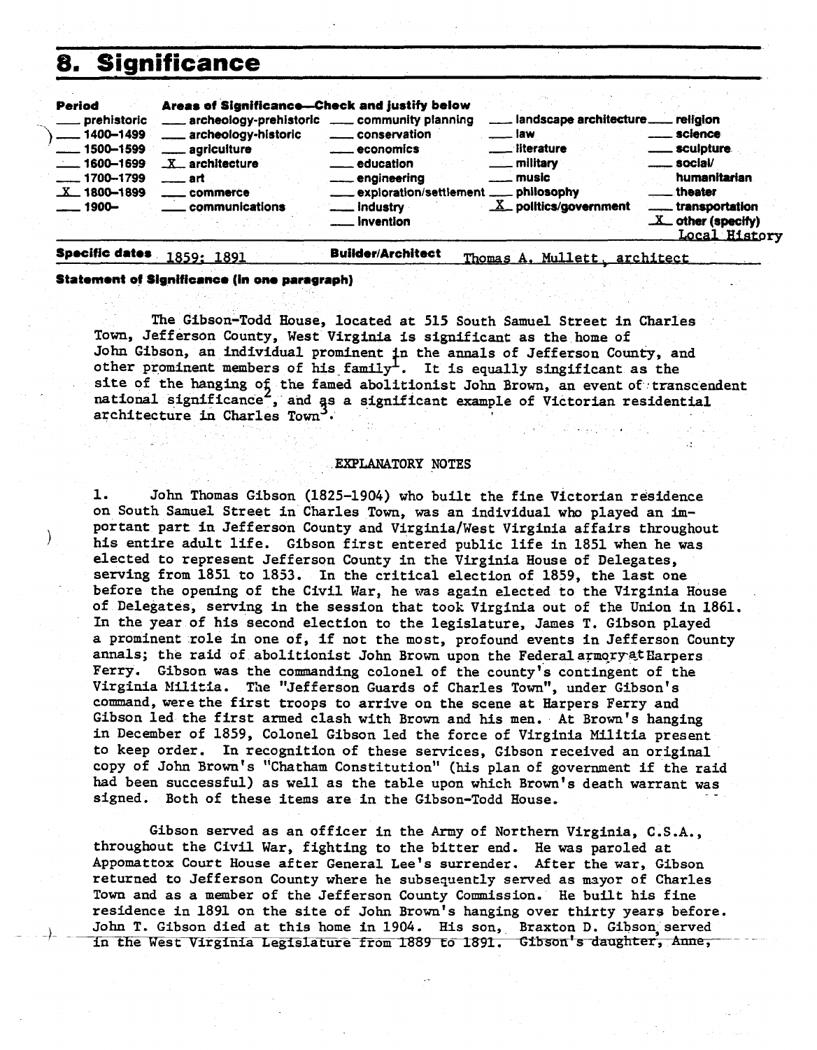# 8. Significance

| Period | Areas of Significance—Check and justify below | | | |
|---|---|---|---|---|
| ___ prehistoric | ___ archeology-prehistoric | ___ community planning | ___ landscape architecture | ___ religion |
| ___ 1400–1499 | ___ archeology-historic | ___ conservation | ___ law | ___ science |
| ___ 1500–1599 | ___ agriculture | ___ economics | ___ literature | ___ sculpture |
| ___ 1600–1699 | _X_ architecture | ___ education | ___ military | ___ social/humanitarian |
| ___ 1700–1799 | ___ art | ___ engineering | ___ music | ___ theater |
| _X_ 1800–1899 | ___ commerce | ___ exploration/settlement | ___ philosophy | ___ transportation |
| ___ 1900– | ___ communications | ___ industry | _X_ politics/government | _X_ other (specify) Local History |
| | | ___ invention | | |

**Specific dates** 1859; 1891 **Builder/Architect** Thomas A. Mullett, architect

**Statement of Significance (in one paragraph)**

The Gibson-Todd House, located at 515 South Samuel Street in Charles Town, Jefferson County, West Virginia is significant as the home of John Gibson, an individual prominent in the annals of Jefferson County, and other prominent members of his family[1]. It is equally singificant as the site of the hanging of the famed abolitionist John Brown, an event of transcendent national significance[2], and as a significant example of Victorian residential architecture in Charles Town[3].

EXPLANATORY NOTES

1. John Thomas Gibson (1825-1904) who built the fine Victorian residence on South Samuel Street in Charles Town, was an individual who played an important part in Jefferson County and Virginia/West Virginia affairs throughout his entire adult life. Gibson first entered public life in 1851 when he was elected to represent Jefferson County in the Virginia House of Delegates, serving from 1851 to 1853. In the critical election of 1859, the last one before the opening of the Civil War, he was again elected to the Virginia House of Delegates, serving in the session that took Virginia out of the Union in 1861. In the year of his second election to the legislature, James T. Gibson played a prominent role in one of, if not the most, profound events in Jefferson County annals; the raid of abolitionist John Brown upon the Federal armory at Harpers Ferry. Gibson was the commanding colonel of the county's contingent of the Virginia Militia. The "Jefferson Guards of Charles Town", under Gibson's command, were the first troops to arrive on the scene at Harpers Ferry and Gibson led the first armed clash with Brown and his men. At Brown's hanging in December of 1859, Colonel Gibson led the force of Virginia Militia present to keep order. In recognition of these services, Gibson received an original copy of John Brown's "Chatham Constitution" (his plan of government if the raid had been successful) as well as the table upon which Brown's death warrant was signed. Both of these items are in the Gibson-Todd House.

Gibson served as an officer in the Army of Northern Virginia, C.S.A., throughout the Civil War, fighting to the bitter end. He was paroled at Appomattox Court House after General Lee's surrender. After the war, Gibson returned to Jefferson County where he subsequently served as mayor of Charles Town and as a member of the Jefferson County Commission. He built his fine residence in 1891 on the site of John Brown's hanging over thirty years before. John T. Gibson died at this home in 1904. His son, Braxton D. Gibson, served in the West Virginia Legislature from 1889 to 1891. Gibson's daughter, Anne,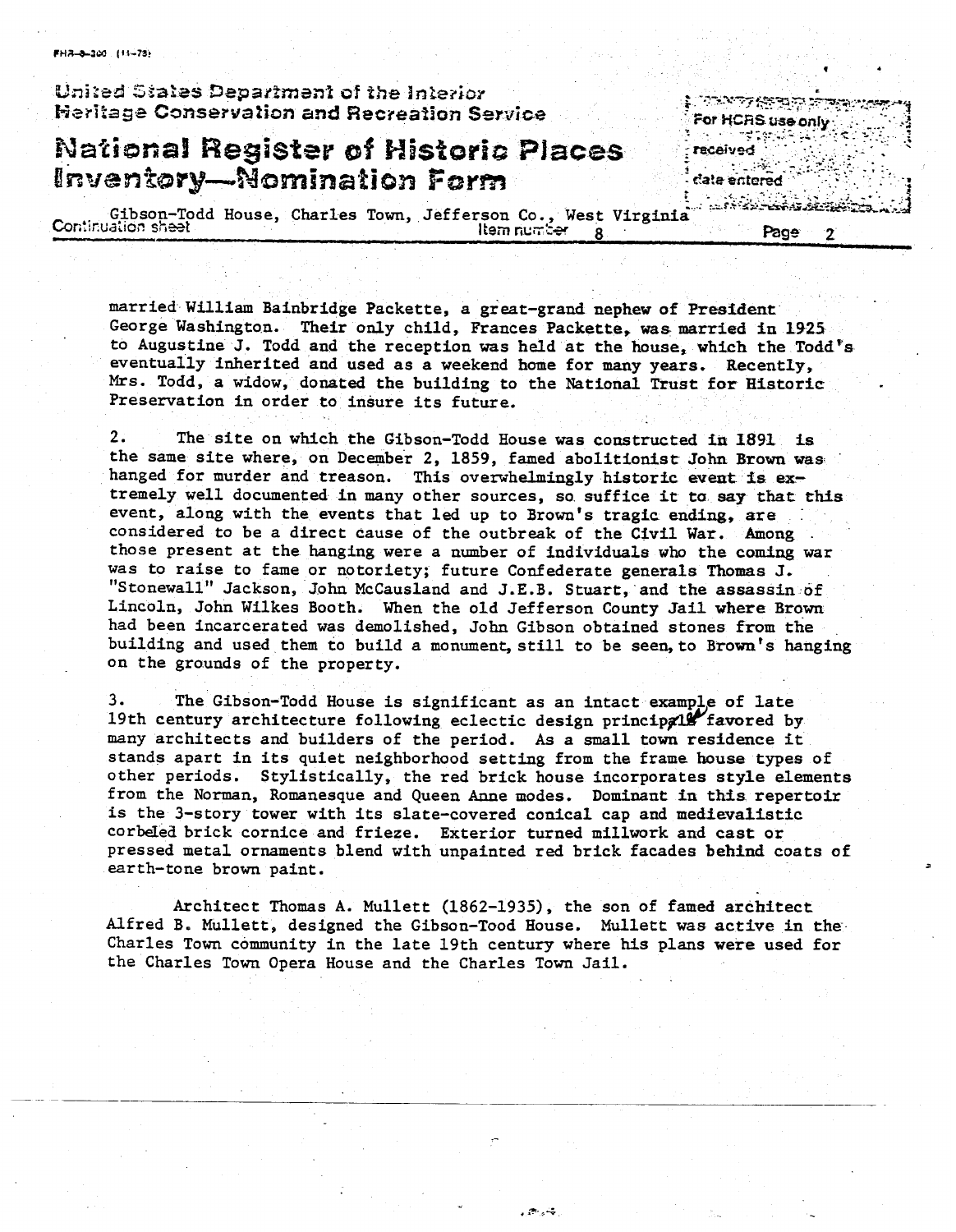married William Bainbridge Packette, a great-grand nephew of President George Washington. Their only child, Frances Packette, was married in 1925 to Augustine J. Todd and the reception was held at the house, which the Todd's eventually inherited and used as a weekend home for many years. Recently, Mrs. Todd, a widow, donated the building to the National Trust for Historic Preservation in order to insure its future.

2. The site on which the Gibson-Todd House was constructed in 1891 is the same site where, on December 2, 1859, famed abolitionist John Brown was hanged for murder and treason. This overwhelmingly historic event is extremely well documented in many other sources, so suffice it to say that this event, along with the events that led up to Brown's tragic ending, are considered to be a direct cause of the outbreak of the Civil War. Among those present at the hanging were a number of individuals who the coming war was to raise to fame or notoriety; future Confederate generals Thomas J. "Stonewall" Jackson, John McCausland and J.E.B. Stuart, and the assassin of Lincoln, John Wilkes Booth. When the old Jefferson County Jail where Brown had been incarcerated was demolished, John Gibson obtained stones from the building and used them to build a monument, still to be seen, to Brown's hanging on the grounds of the property.

3. The Gibson-Todd House is significant as an intact example of late 19th century architecture following eclectic design principals favored by many architects and builders of the period. As a small town residence it stands apart in its quiet neighborhood setting from the frame house types of other periods. Stylistically, the red brick house incorporates style elements from the Norman, Romanesque and Queen Anne modes. Dominant in this repertoir is the 3-story tower with its slate-covered conical cap and medievalistic corbeled brick cornice and frieze. Exterior turned millwork and cast or pressed metal ornaments blend with unpainted red brick facades behind coats of earth-tone brown paint.

Architect Thomas A. Mullett (1862-1935), the son of famed architect Alfred B. Mullett, designed the Gibson-Tood House. Mullett was active in the Charles Town community in the late 19th century where his plans were used for the Charles Town Opera House and the Charles Town Jail.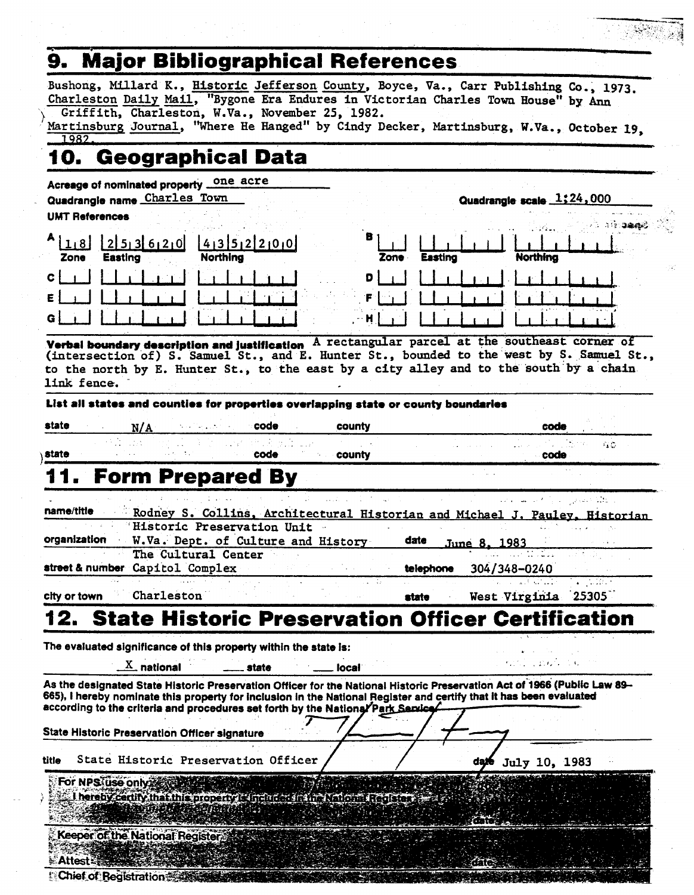## 9. Major Bibliographical References

Bushong, Millard K., Historic Jefferson County, Boyce, Va., Carr Publishing Co., 1973.
Charleston Daily Mail, "Bygone Era Endures in Victorian Charles Town House" by Ann Griffith, Charleston, W.Va., November 25, 1982.
Martinsburg Journal, "Where He Hanged" by Cindy Decker, Martinsburg, W.Va., October 19, 1982.

## 10. Geographical Data

**Acreage of nominated property** one acre

**Quadrangle name** Charles Town **Quadrangle scale** 1:24,000

**UMT References**

| | Zone | Easting | Northing | | Zone | Easting | Northing |
|---|---|---|---|---|---|---|---|
| A | 18 | 253620 | 4352200 | B | | | |
| C | | | | D | | | |
| E | | | | F | | | |
| G | | | | H | | | |

**Verbal boundary description and justification** A rectangular parcel at the southeast corner of (intersection of) S. Samuel St., and E. Hunter St., bounded to the west by S. Samuel St., to the north by E. Hunter St., to the east by a city alley and to the south by a chain link fence.

**List all states and counties for properties overlapping state or county boundaries**

| state | code | county | code |
|---|---|---|---|
| N/A | | | |
| | | | |

## 11. Form Prepared By

**name/title** Rodney S. Collins, Architectural Historian and Michael J. Pauley, Historian

**organization** Historic Preservation Unit, W.Va. Dept. of Culture and History **date** June 8, 1983

**street & number** The Cultural Center, Capitol Complex **telephone** 304/348-0240

**city or town** Charleston **state** West Virginia 25305

## 12. State Historic Preservation Officer Certification

**The evaluated significance of this property within the state is:**

X national ___ state ___ local

As the designated State Historic Preservation Officer for the National Historic Preservation Act of 1966 (Public Law 89-665), I hereby nominate this property for inclusion in the National Register and certify that it has been evaluated according to the criteria and procedures set forth by the National Park Service.

**State Historic Preservation Officer signature**

**title** State Historic Preservation Officer **date** July 10, 1983

**For NPS use only**

I hereby certify that this property is included in the National Register

**date**

**Keeper of the National Register**

**Attest:** **date**

**Chief of Registration**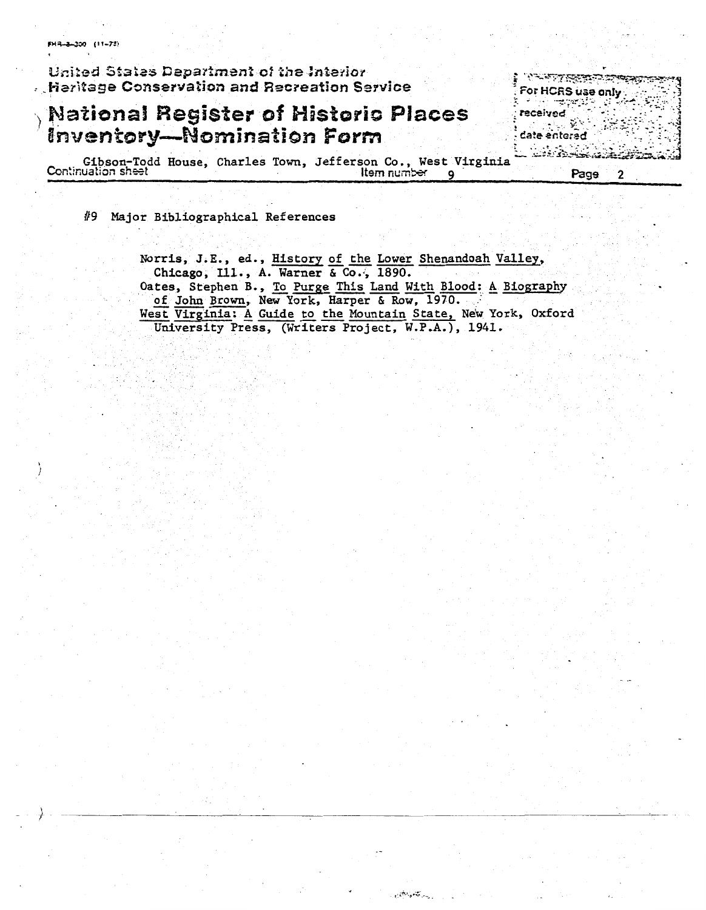United States Department of the Interior
Heritage Conservation and Recreation Service

# National Register of Historic Places Inventory—Nomination Form

For HCRS use only
received
date entered

Gibson-Todd House, Charles Town, Jefferson Co., West Virginia
Continuation sheet — Item number 9 — Page 2

#9 Major Bibliographical References

Norris, J.E., ed., History of the Lower Shenandoah Valley, Chicago, Ill., A. Warner & Co., 1890.

Oates, Stephen B., To Purge This Land With Blood: A Biography of John Brown, New York, Harper & Row, 1970.

West Virginia: A Guide to the Mountain State, New York, Oxford University Press, (Writers Project, W.P.A.), 1941.